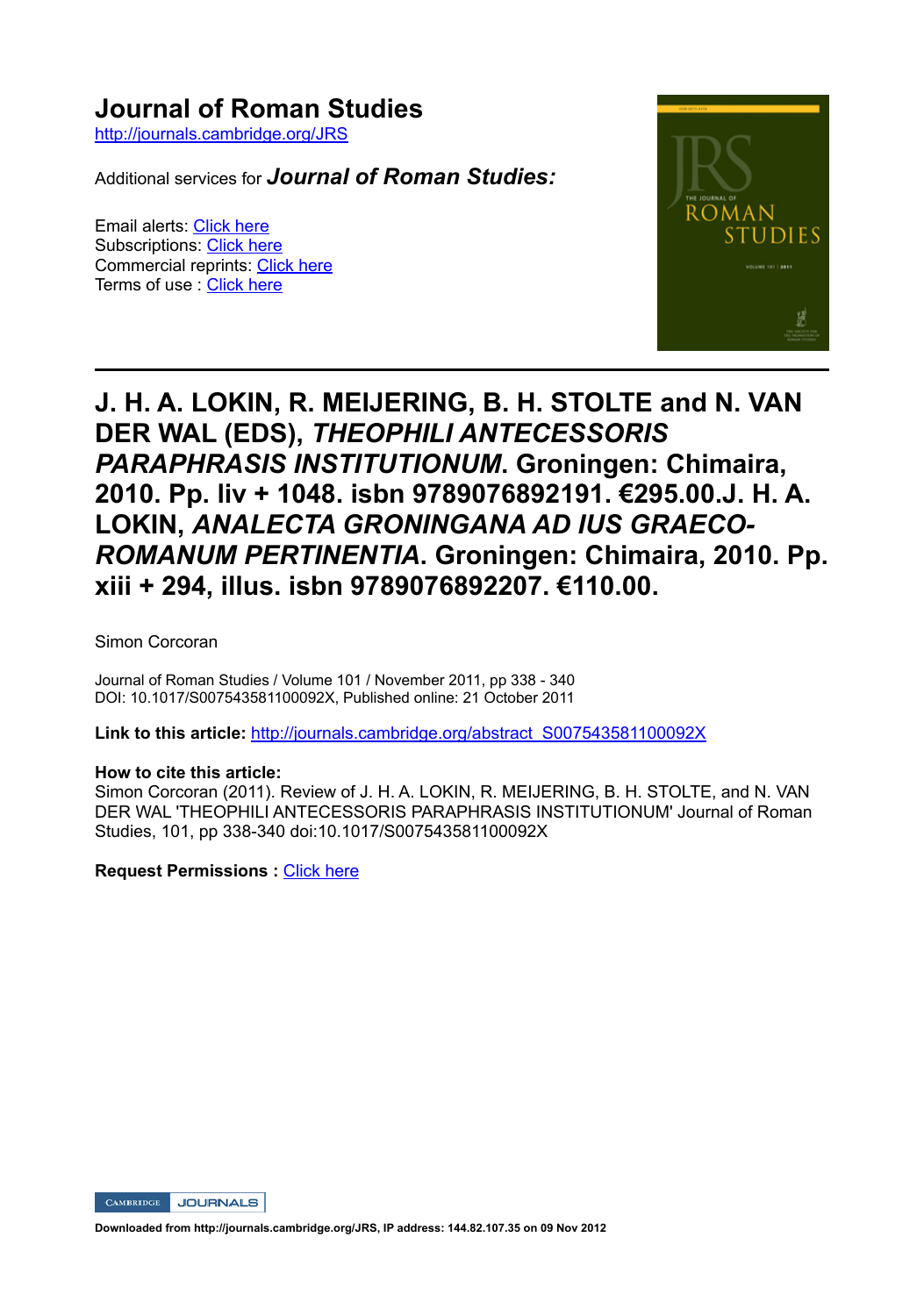# Journal of Roman Studies

http://journals.cambridge.org/JRS

Additional services for ***Journal of Roman Studies:***

Email alerts: Click here
Subscriptions: Click here
Commercial reprints: Click here
Terms of use : Click here

## J. H. A. LOKIN, R. MEIJERING, B. H. STOLTE and N. VAN DER WAL (EDS), *THEOPHILI ANTECESSORIS PARAPHRASIS INSTITUTIONUM*. Groningen: Chimaira, 2010. Pp. liv + 1048. isbn 9789076892191. €295.00.J. H. A. LOKIN, *ANALECTA GRONINGANA AD IUS GRAECO-ROMANUM PERTINENTIA*. Groningen: Chimaira, 2010. Pp. xiii + 294, illus. isbn 9789076892207. €110.00.

Simon Corcoran

Journal of Roman Studies / Volume 101 / November 2011, pp 338 - 340
DOI: 10.1017/S007543581100092X, Published online: 21 October 2011

**Link to this article:** http://journals.cambridge.org/abstract_S007543581100092X

**How to cite this article:**
Simon Corcoran (2011). Review of J. H. A. LOKIN, R. MEIJERING, B. H. STOLTE, and N. VAN DER WAL 'THEOPHILI ANTECESSORIS PARAPHRASIS INSTITUTIONUM' Journal of Roman Studies, 101, pp 338-340 doi:10.1017/S007543581100092X

**Request Permissions :** Click here

Downloaded from http://journals.cambridge.org/JRS, IP address: 144.82.107.35 on 09 Nov 2012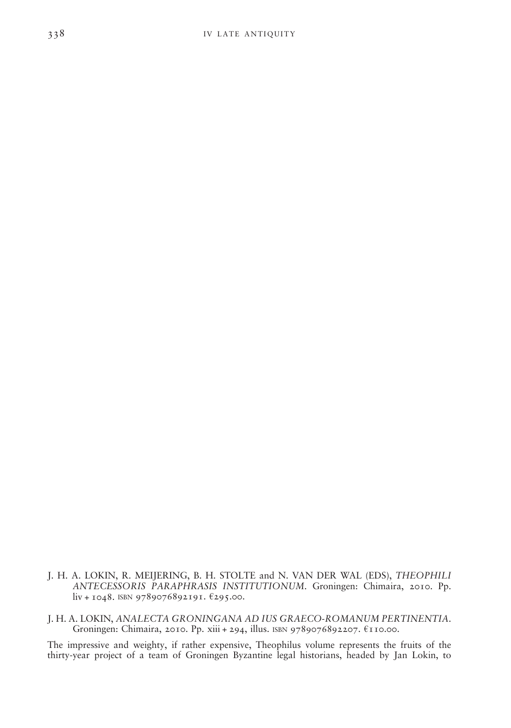J. H. A. LOKIN, R. MEIJERING, B. H. STOLTE and N. VAN DER WAL (EDS), *THEOPHILI ANTECESSORIS PARAPHRASIS INSTITUTIONUM*. Groningen: Chimaira, 2010. Pp. liv + 1048. ISBN 9789076892191. €295.00.

J. H. A. LOKIN, *ANALECTA GRONINGANA AD IUS GRAECO-ROMANUM PERTINENTIA*. Groningen: Chimaira, 2010. Pp. xiii + 294, illus. ISBN 9789076892207. €110.00.

The impressive and weighty, if rather expensive, Theophilus volume represents the fruits of the thirty-year project of a team of Groningen Byzantine legal historians, headed by Jan Lokin, to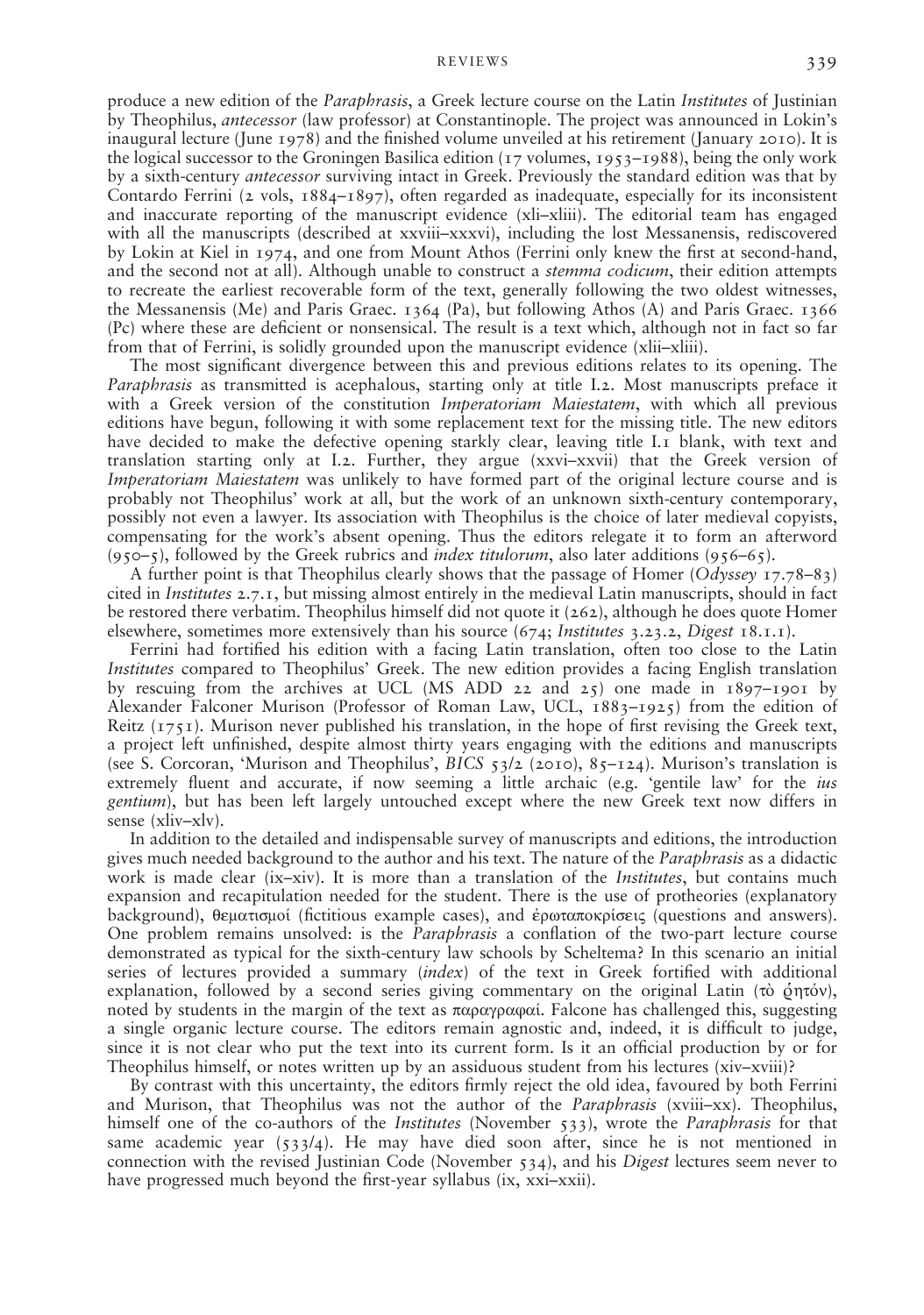produce a new edition of the *Paraphrasis*, a Greek lecture course on the Latin *Institutes* of Justinian by Theophilus, *antecessor* (law professor) at Constantinople. The project was announced in Lokin's inaugural lecture (June 1978) and the finished volume unveiled at his retirement (January 2010). It is the logical successor to the Groningen Basilica edition (17 volumes, 1953–1988), being the only work by a sixth-century *antecessor* surviving intact in Greek. Previously the standard edition was that by Contardo Ferrini (2 vols, 1884–1897), often regarded as inadequate, especially for its inconsistent and inaccurate reporting of the manuscript evidence (xli–xliii). The editorial team has engaged with all the manuscripts (described at xxviii–xxxvi), including the lost Messanensis, rediscovered by Lokin at Kiel in 1974, and one from Mount Athos (Ferrini only knew the first at second-hand, and the second not at all). Although unable to construct a *stemma codicum*, their edition attempts to recreate the earliest recoverable form of the text, generally following the two oldest witnesses, the Messanensis (Me) and Paris Graec. 1364 (Pa), but following Athos (A) and Paris Graec. 1366 (Pc) where these are deficient or nonsensical. The result is a text which, although not in fact so far from that of Ferrini, is solidly grounded upon the manuscript evidence (xlii–xliii).

The most significant divergence between this and previous editions relates to its opening. The *Paraphrasis* as transmitted is acephalous, starting only at title I.2. Most manuscripts preface it with a Greek version of the constitution *Imperatoriam Maiestatem*, with which all previous editions have begun, following it with some replacement text for the missing title. The new editors have decided to make the defective opening starkly clear, leaving title I.1 blank, with text and translation starting only at I.2. Further, they argue (xxvi–xxvii) that the Greek version of *Imperatoriam Maiestatem* was unlikely to have formed part of the original lecture course and is probably not Theophilus' work at all, but the work of an unknown sixth-century contemporary, possibly not even a lawyer. Its association with Theophilus is the choice of later medieval copyists, compensating for the work's absent opening. Thus the editors relegate it to form an afterword (950–5), followed by the Greek rubrics and *index titulorum*, also later additions (956–65).

A further point is that Theophilus clearly shows that the passage of Homer (*Odyssey* 17.78–83) cited in *Institutes* 2.7.1, but missing almost entirely in the medieval Latin manuscripts, should in fact be restored there verbatim. Theophilus himself did not quote it (262), although he does quote Homer elsewhere, sometimes more extensively than his source (674; *Institutes* 3.23.2, *Digest* 18.1.1).

Ferrini had fortified his edition with a facing Latin translation, often too close to the Latin *Institutes* compared to Theophilus' Greek. The new edition provides a facing English translation by rescuing from the archives at UCL (MS ADD 22 and 25) one made in 1897–1901 by Alexander Falconer Murison (Professor of Roman Law, UCL, 1883–1925) from the edition of Reitz (1751). Murison never published his translation, in the hope of first revising the Greek text, a project left unfinished, despite almost thirty years engaging with the editions and manuscripts (see S. Corcoran, 'Murison and Theophilus', *BICS* 53/2 (2010), 85–124). Murison's translation is extremely fluent and accurate, if now seeming a little archaic (e.g. 'gentile law' for the *ius gentium*), but has been left largely untouched except where the new Greek text now differs in sense (xliv–xlv).

In addition to the detailed and indispensable survey of manuscripts and editions, the introduction gives much needed background to the author and his text. The nature of the *Paraphrasis* as a didactic work is made clear (ix–xiv). It is more than a translation of the *Institutes*, but contains much expansion and recapitulation needed for the student. There is the use of protheories (explanatory background), θεματισμοί (fictitious example cases), and ἐρωταποκρίσεις (questions and answers). One problem remains unsolved: is the *Paraphrasis* a conflation of the two-part lecture course demonstrated as typical for the sixth-century law schools by Scheltema? In this scenario an initial series of lectures provided a summary (*index*) of the text in Greek fortified with additional explanation, followed by a second series giving commentary on the original Latin (τὸ ῥητόν), noted by students in the margin of the text as παραγραφαί. Falcone has challenged this, suggesting a single organic lecture course. The editors remain agnostic and, indeed, it is difficult to judge, since it is not clear who put the text into its current form. Is it an official production by or for Theophilus himself, or notes written up by an assiduous student from his lectures (xiv–xviii)?

By contrast with this uncertainty, the editors firmly reject the old idea, favoured by both Ferrini and Murison, that Theophilus was not the author of the *Paraphrasis* (xviii–xx). Theophilus, himself one of the co-authors of the *Institutes* (November 533), wrote the *Paraphrasis* for that same academic year (533/4). He may have died soon after, since he is not mentioned in connection with the revised Justinian Code (November 534), and his *Digest* lectures seem never to have progressed much beyond the first-year syllabus (ix, xxi–xxii).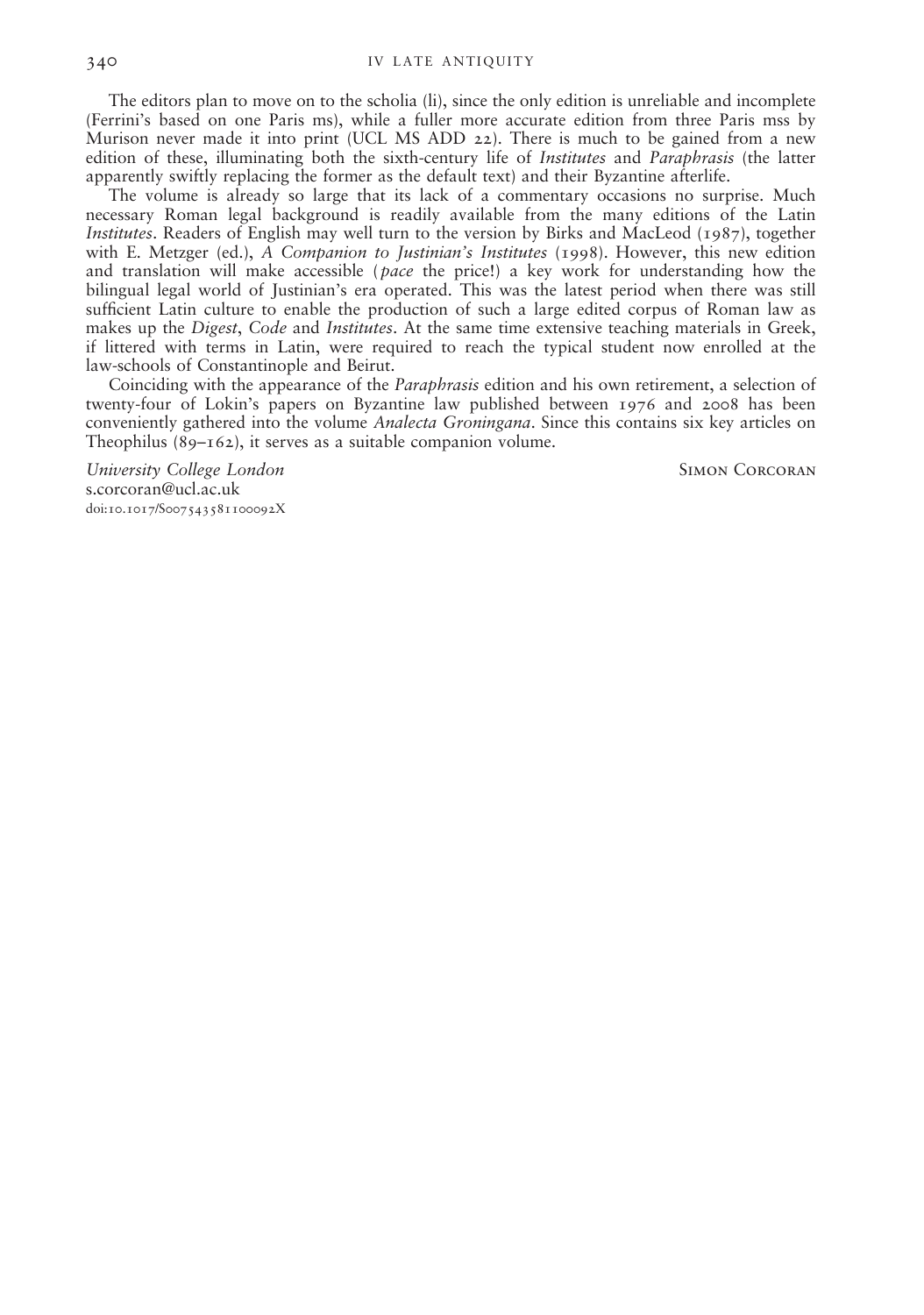The editors plan to move on to the scholia (li), since the only edition is unreliable and incomplete (Ferrini's based on one Paris ms), while a fuller more accurate edition from three Paris mss by Murison never made it into print (UCL MS ADD 22). There is much to be gained from a new edition of these, illuminating both the sixth-century life of *Institutes* and *Paraphrasis* (the latter apparently swiftly replacing the former as the default text) and their Byzantine afterlife.

The volume is already so large that its lack of a commentary occasions no surprise. Much necessary Roman legal background is readily available from the many editions of the Latin *Institutes*. Readers of English may well turn to the version by Birks and MacLeod (1987), together with E. Metzger (ed.), *A Companion to Justinian's Institutes* (1998). However, this new edition and translation will make accessible (*pace* the price!) a key work for understanding how the bilingual legal world of Justinian's era operated. This was the latest period when there was still sufficient Latin culture to enable the production of such a large edited corpus of Roman law as makes up the *Digest*, *Code* and *Institutes*. At the same time extensive teaching materials in Greek, if littered with terms in Latin, were required to reach the typical student now enrolled at the law-schools of Constantinople and Beirut.

Coinciding with the appearance of the *Paraphrasis* edition and his own retirement, a selection of twenty-four of Lokin's papers on Byzantine law published between 1976 and 2008 has been conveniently gathered into the volume *Analecta Groningana*. Since this contains six key articles on Theophilus (89–162), it serves as a suitable companion volume.

*University College London* SIMON CORCORAN
s.corcoran@ucl.ac.uk
doi:10.1017/S007543581100092X